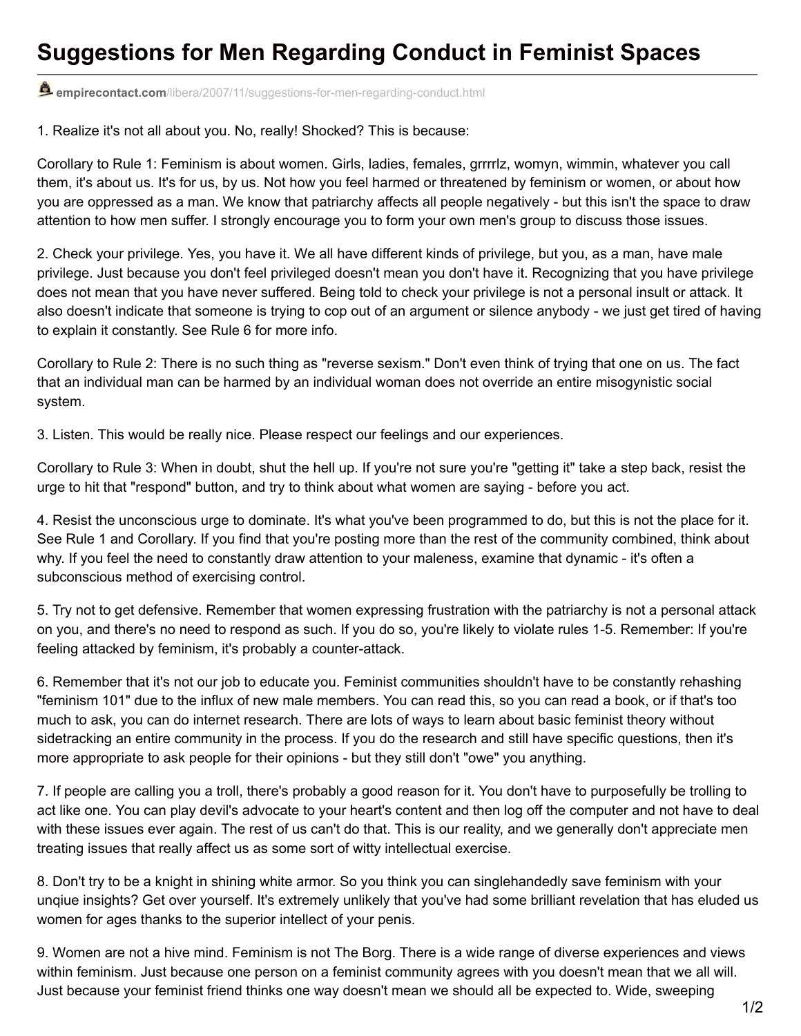# Suggestions for Men Regarding Conduct in Feminist Spaces

**empirecontact.com**/libera/2007/11/suggestions-for-men-regarding-conduct.html

1. Realize it's not all about you. No, really! Shocked? This is because:

Corollary to Rule 1: Feminism is about women. Girls, ladies, females, grrrrlz, womyn, wimmin, whatever you call them, it's about us. It's for us, by us. Not how you feel harmed or threatened by feminism or women, or about how you are oppressed as a man. We know that patriarchy affects all people negatively - but this isn't the space to draw attention to how men suffer. I strongly encourage you to form your own men's group to discuss those issues.

2. Check your privilege. Yes, you have it. We all have different kinds of privilege, but you, as a man, have male privilege. Just because you don't feel privileged doesn't mean you don't have it. Recognizing that you have privilege does not mean that you have never suffered. Being told to check your privilege is not a personal insult or attack. It also doesn't indicate that someone is trying to cop out of an argument or silence anybody - we just get tired of having to explain it constantly. See Rule 6 for more info.

Corollary to Rule 2: There is no such thing as "reverse sexism." Don't even think of trying that one on us. The fact that an individual man can be harmed by an individual woman does not override an entire misogynistic social system.

3. Listen. This would be really nice. Please respect our feelings and our experiences.

Corollary to Rule 3: When in doubt, shut the hell up. If you're not sure you're "getting it" take a step back, resist the urge to hit that "respond" button, and try to think about what women are saying - before you act.

4. Resist the unconscious urge to dominate. It's what you've been programmed to do, but this is not the place for it. See Rule 1 and Corollary. If you find that you're posting more than the rest of the community combined, think about why. If you feel the need to constantly draw attention to your maleness, examine that dynamic - it's often a subconscious method of exercising control.

5. Try not to get defensive. Remember that women expressing frustration with the patriarchy is not a personal attack on you, and there's no need to respond as such. If you do so, you're likely to violate rules 1-5. Remember: If you're feeling attacked by feminism, it's probably a counter-attack.

6. Remember that it's not our job to educate you. Feminist communities shouldn't have to be constantly rehashing "feminism 101" due to the influx of new male members. You can read this, so you can read a book, or if that's too much to ask, you can do internet research. There are lots of ways to learn about basic feminist theory without sidetracking an entire community in the process. If you do the research and still have specific questions, then it's more appropriate to ask people for their opinions - but they still don't "owe" you anything.

7. If people are calling you a troll, there's probably a good reason for it. You don't have to purposefully be trolling to act like one. You can play devil's advocate to your heart's content and then log off the computer and not have to deal with these issues ever again. The rest of us can't do that. This is our reality, and we generally don't appreciate men treating issues that really affect us as some sort of witty intellectual exercise.

8. Don't try to be a knight in shining white armor. So you think you can singlehandedly save feminism with your unqiue insights? Get over yourself. It's extremely unlikely that you've had some brilliant revelation that has eluded us women for ages thanks to the superior intellect of your penis.

9. Women are not a hive mind. Feminism is not The Borg. There is a wide range of diverse experiences and views within feminism. Just because one person on a feminist community agrees with you doesn't mean that we all will. Just because your feminist friend thinks one way doesn't mean we should all be expected to. Wide, sweeping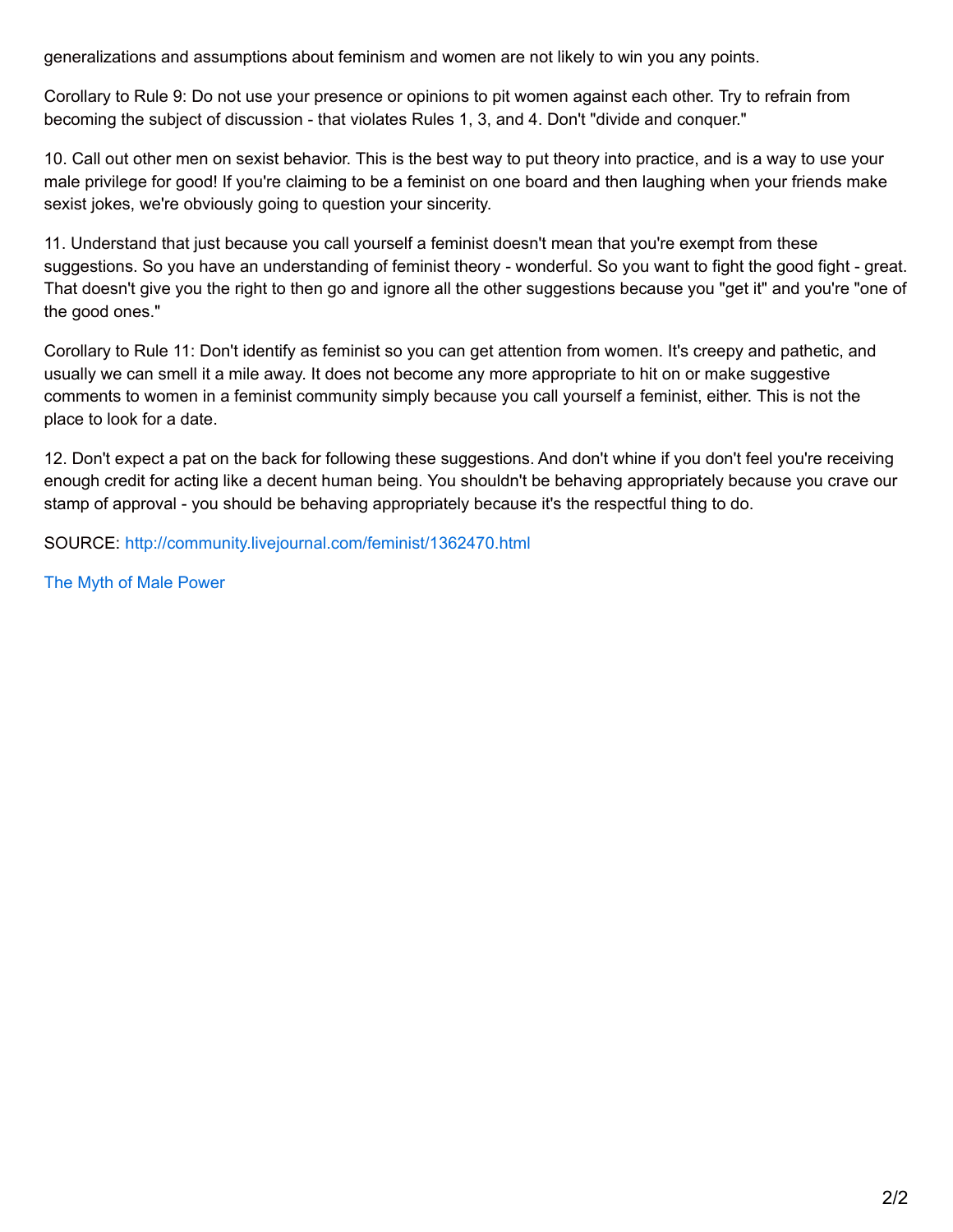generalizations and assumptions about feminism and women are not likely to win you any points.

Corollary to Rule 9: Do not use your presence or opinions to pit women against each other. Try to refrain from becoming the subject of discussion - that violates Rules 1, 3, and 4. Don't "divide and conquer."

10. Call out other men on sexist behavior. This is the best way to put theory into practice, and is a way to use your male privilege for good! If you're claiming to be a feminist on one board and then laughing when your friends make sexist jokes, we're obviously going to question your sincerity.

11. Understand that just because you call yourself a feminist doesn't mean that you're exempt from these suggestions. So you have an understanding of feminist theory - wonderful. So you want to fight the good fight - great. That doesn't give you the right to then go and ignore all the other suggestions because you "get it" and you're "one of the good ones."

Corollary to Rule 11: Don't identify as feminist so you can get attention from women. It's creepy and pathetic, and usually we can smell it a mile away. It does not become any more appropriate to hit on or make suggestive comments to women in a feminist community simply because you call yourself a feminist, either. This is not the place to look for a date.

12. Don't expect a pat on the back for following these suggestions. And don't whine if you don't feel you're receiving enough credit for acting like a decent human being. You shouldn't be behaving appropriately because you crave our stamp of approval - you should be behaving appropriately because it's the respectful thing to do.

SOURCE: http://community.livejournal.com/feminist/1362470.html

The Myth of Male Power